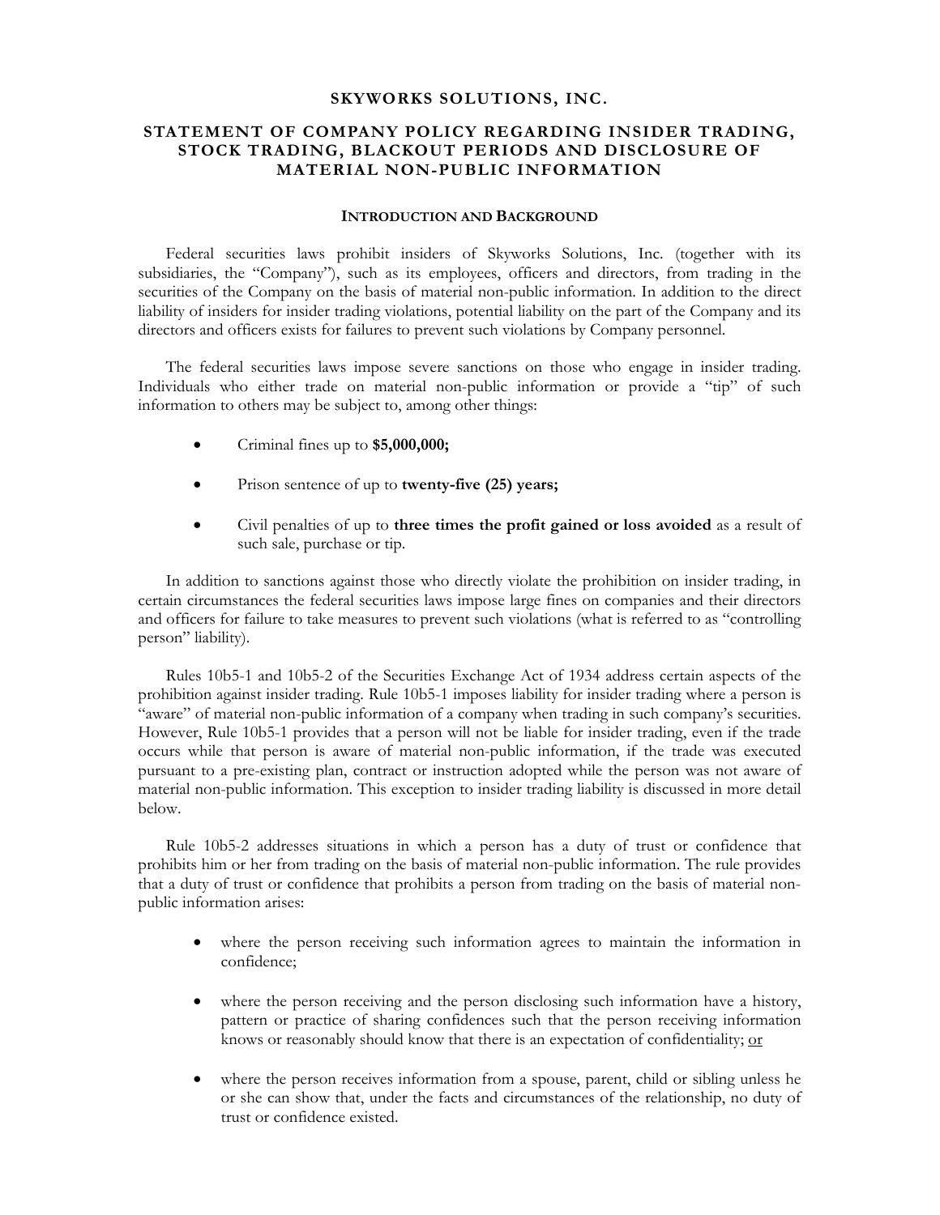# SKYWORKS SOLUTIONS, INC.

## STATEMENT OF COMPANY POLICY REGARDING INSIDER TRADING, STOCK TRADING, BLACKOUT PERIODS AND DISCLOSURE OF MATERIAL NON-PUBLIC INFORMATION

### INTRODUCTION AND BACKGROUND

Federal securities laws prohibit insiders of Skyworks Solutions, Inc. (together with its subsidiaries, the "Company"), such as its employees, officers and directors, from trading in the securities of the Company on the basis of material non-public information. In addition to the direct liability of insiders for insider trading violations, potential liability on the part of the Company and its directors and officers exists for failures to prevent such violations by Company personnel.

The federal securities laws impose severe sanctions on those who engage in insider trading. Individuals who either trade on material non-public information or provide a "tip" of such information to others may be subject to, among other things:

- Criminal fines up to **$5,000,000;**
- Prison sentence of up to **twenty-five (25) years;**
- Civil penalties of up to **three times the profit gained or loss avoided** as a result of such sale, purchase or tip.

In addition to sanctions against those who directly violate the prohibition on insider trading, in certain circumstances the federal securities laws impose large fines on companies and their directors and officers for failure to take measures to prevent such violations (what is referred to as "controlling person" liability).

Rules 10b5-1 and 10b5-2 of the Securities Exchange Act of 1934 address certain aspects of the prohibition against insider trading. Rule 10b5-1 imposes liability for insider trading where a person is "aware" of material non-public information of a company when trading in such company's securities. However, Rule 10b5-1 provides that a person will not be liable for insider trading, even if the trade occurs while that person is aware of material non-public information, if the trade was executed pursuant to a pre-existing plan, contract or instruction adopted while the person was not aware of material non-public information. This exception to insider trading liability is discussed in more detail below.

Rule 10b5-2 addresses situations in which a person has a duty of trust or confidence that prohibits him or her from trading on the basis of material non-public information. The rule provides that a duty of trust or confidence that prohibits a person from trading on the basis of material non-public information arises:

- where the person receiving such information agrees to maintain the information in confidence;
- where the person receiving and the person disclosing such information have a history, pattern or practice of sharing confidences such that the person receiving information knows or reasonably should know that there is an expectation of confidentiality; or
- where the person receives information from a spouse, parent, child or sibling unless he or she can show that, under the facts and circumstances of the relationship, no duty of trust or confidence existed.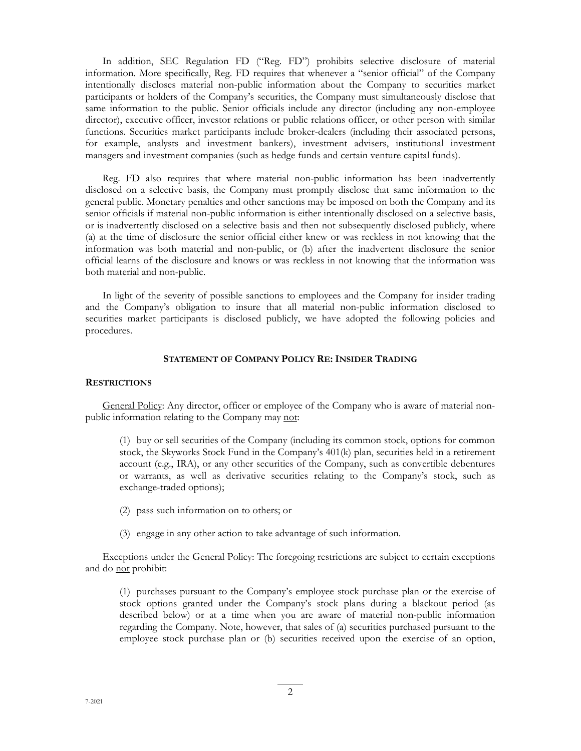In addition, SEC Regulation FD ("Reg. FD") prohibits selective disclosure of material information. More specifically, Reg. FD requires that whenever a "senior official" of the Company intentionally discloses material non-public information about the Company to securities market participants or holders of the Company's securities, the Company must simultaneously disclose that same information to the public. Senior officials include any director (including any non-employee director), executive officer, investor relations or public relations officer, or other person with similar functions. Securities market participants include broker-dealers (including their associated persons, for example, analysts and investment bankers), investment advisers, institutional investment managers and investment companies (such as hedge funds and certain venture capital funds).

Reg. FD also requires that where material non-public information has been inadvertently disclosed on a selective basis, the Company must promptly disclose that same information to the general public. Monetary penalties and other sanctions may be imposed on both the Company and its senior officials if material non-public information is either intentionally disclosed on a selective basis, or is inadvertently disclosed on a selective basis and then not subsequently disclosed publicly, where (a) at the time of disclosure the senior official either knew or was reckless in not knowing that the information was both material and non-public, or (b) after the inadvertent disclosure the senior official learns of the disclosure and knows or was reckless in not knowing that the information was both material and non-public.

In light of the severity of possible sanctions to employees and the Company for insider trading and the Company's obligation to insure that all material non-public information disclosed to securities market participants is disclosed publicly, we have adopted the following policies and procedures.

## STATEMENT OF COMPANY POLICY RE: INSIDER TRADING

### RESTRICTIONS

General Policy: Any director, officer or employee of the Company who is aware of material non-public information relating to the Company may not:

(1) buy or sell securities of the Company (including its common stock, options for common stock, the Skyworks Stock Fund in the Company's 401(k) plan, securities held in a retirement account (e.g., IRA), or any other securities of the Company, such as convertible debentures or warrants, as well as derivative securities relating to the Company's stock, such as exchange-traded options);

(2) pass such information on to others; or

(3) engage in any other action to take advantage of such information.

Exceptions under the General Policy: The foregoing restrictions are subject to certain exceptions and do not prohibit:

(1) purchases pursuant to the Company's employee stock purchase plan or the exercise of stock options granted under the Company's stock plans during a blackout period (as described below) or at a time when you are aware of material non-public information regarding the Company. Note, however, that sales of (a) securities purchased pursuant to the employee stock purchase plan or (b) securities received upon the exercise of an option,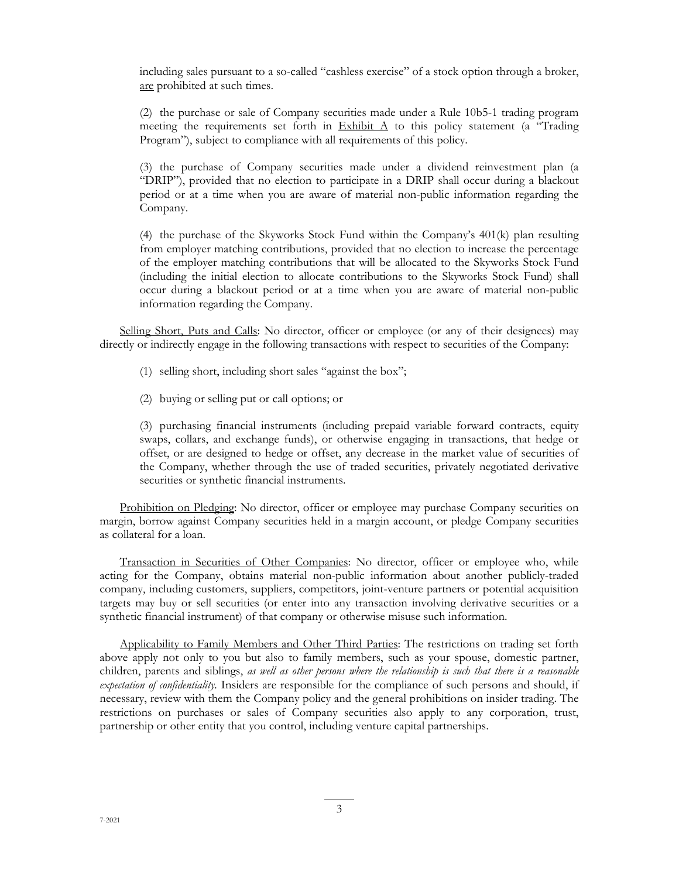including sales pursuant to a so-called "cashless exercise" of a stock option through a broker, <u>are</u> prohibited at such times.

(2) the purchase or sale of Company securities made under a Rule 10b5-1 trading program meeting the requirements set forth in <u>Exhibit A</u> to this policy statement (a "Trading Program"), subject to compliance with all requirements of this policy.

(3) the purchase of Company securities made under a dividend reinvestment plan (a "DRIP"), provided that no election to participate in a DRIP shall occur during a blackout period or at a time when you are aware of material non-public information regarding the Company.

(4) the purchase of the Skyworks Stock Fund within the Company's 401(k) plan resulting from employer matching contributions, provided that no election to increase the percentage of the employer matching contributions that will be allocated to the Skyworks Stock Fund (including the initial election to allocate contributions to the Skyworks Stock Fund) shall occur during a blackout period or at a time when you are aware of material non-public information regarding the Company.

<u>Selling Short, Puts and Calls</u>: No director, officer or employee (or any of their designees) may directly or indirectly engage in the following transactions with respect to securities of the Company:

(1) selling short, including short sales "against the box";

(2) buying or selling put or call options; or

(3) purchasing financial instruments (including prepaid variable forward contracts, equity swaps, collars, and exchange funds), or otherwise engaging in transactions, that hedge or offset, or are designed to hedge or offset, any decrease in the market value of securities of the Company, whether through the use of traded securities, privately negotiated derivative securities or synthetic financial instruments.

<u>Prohibition on Pledging</u>: No director, officer or employee may purchase Company securities on margin, borrow against Company securities held in a margin account, or pledge Company securities as collateral for a loan.

<u>Transaction in Securities of Other Companies</u>: No director, officer or employee who, while acting for the Company, obtains material non-public information about another publicly-traded company, including customers, suppliers, competitors, joint-venture partners or potential acquisition targets may buy or sell securities (or enter into any transaction involving derivative securities or a synthetic financial instrument) of that company or otherwise misuse such information.

<u>Applicability to Family Members and Other Third Parties</u>: The restrictions on trading set forth above apply not only to you but also to family members, such as your spouse, domestic partner, children, parents and siblings, *as well as other persons where the relationship is such that there is a reasonable expectation of confidentiality*. Insiders are responsible for the compliance of such persons and should, if necessary, review with them the Company policy and the general prohibitions on insider trading. The restrictions on purchases or sales of Company securities also apply to any corporation, trust, partnership or other entity that you control, including venture capital partnerships.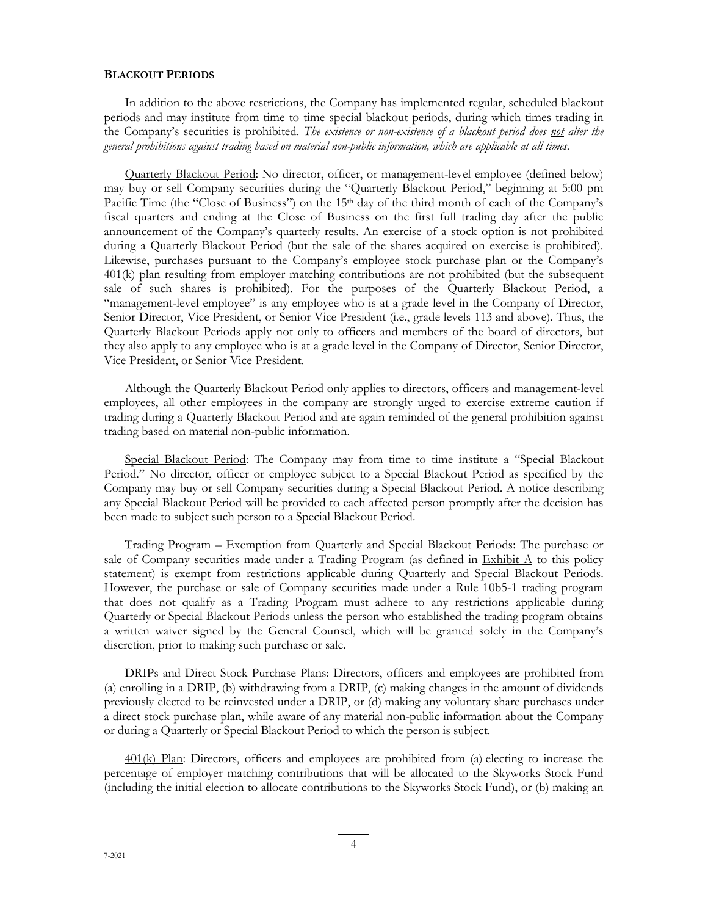**BLACKOUT PERIODS**

In addition to the above restrictions, the Company has implemented regular, scheduled blackout periods and may institute from time to time special blackout periods, during which times trading in the Company's securities is prohibited. *The existence or non-existence of a blackout period does not alter the general prohibitions against trading based on material non-public information, which are applicable at all times.*

Quarterly Blackout Period: No director, officer, or management-level employee (defined below) may buy or sell Company securities during the "Quarterly Blackout Period," beginning at 5:00 pm Pacific Time (the "Close of Business") on the 15th day of the third month of each of the Company's fiscal quarters and ending at the Close of Business on the first full trading day after the public announcement of the Company's quarterly results. An exercise of a stock option is not prohibited during a Quarterly Blackout Period (but the sale of the shares acquired on exercise is prohibited). Likewise, purchases pursuant to the Company's employee stock purchase plan or the Company's 401(k) plan resulting from employer matching contributions are not prohibited (but the subsequent sale of such shares is prohibited). For the purposes of the Quarterly Blackout Period, a "management-level employee" is any employee who is at a grade level in the Company of Director, Senior Director, Vice President, or Senior Vice President (i.e., grade levels 113 and above). Thus, the Quarterly Blackout Periods apply not only to officers and members of the board of directors, but they also apply to any employee who is at a grade level in the Company of Director, Senior Director, Vice President, or Senior Vice President.

Although the Quarterly Blackout Period only applies to directors, officers and management-level employees, all other employees in the company are strongly urged to exercise extreme caution if trading during a Quarterly Blackout Period and are again reminded of the general prohibition against trading based on material non-public information.

Special Blackout Period: The Company may from time to time institute a "Special Blackout Period." No director, officer or employee subject to a Special Blackout Period as specified by the Company may buy or sell Company securities during a Special Blackout Period. A notice describing any Special Blackout Period will be provided to each affected person promptly after the decision has been made to subject such person to a Special Blackout Period.

Trading Program – Exemption from Quarterly and Special Blackout Periods: The purchase or sale of Company securities made under a Trading Program (as defined in Exhibit A to this policy statement) is exempt from restrictions applicable during Quarterly and Special Blackout Periods. However, the purchase or sale of Company securities made under a Rule 10b5-1 trading program that does not qualify as a Trading Program must adhere to any restrictions applicable during Quarterly or Special Blackout Periods unless the person who established the trading program obtains a written waiver signed by the General Counsel, which will be granted solely in the Company's discretion, prior to making such purchase or sale.

DRIPs and Direct Stock Purchase Plans: Directors, officers and employees are prohibited from (a) enrolling in a DRIP, (b) withdrawing from a DRIP, (c) making changes in the amount of dividends previously elected to be reinvested under a DRIP, or (d) making any voluntary share purchases under a direct stock purchase plan, while aware of any material non-public information about the Company or during a Quarterly or Special Blackout Period to which the person is subject.

401(k) Plan: Directors, officers and employees are prohibited from (a) electing to increase the percentage of employer matching contributions that will be allocated to the Skyworks Stock Fund (including the initial election to allocate contributions to the Skyworks Stock Fund), or (b) making an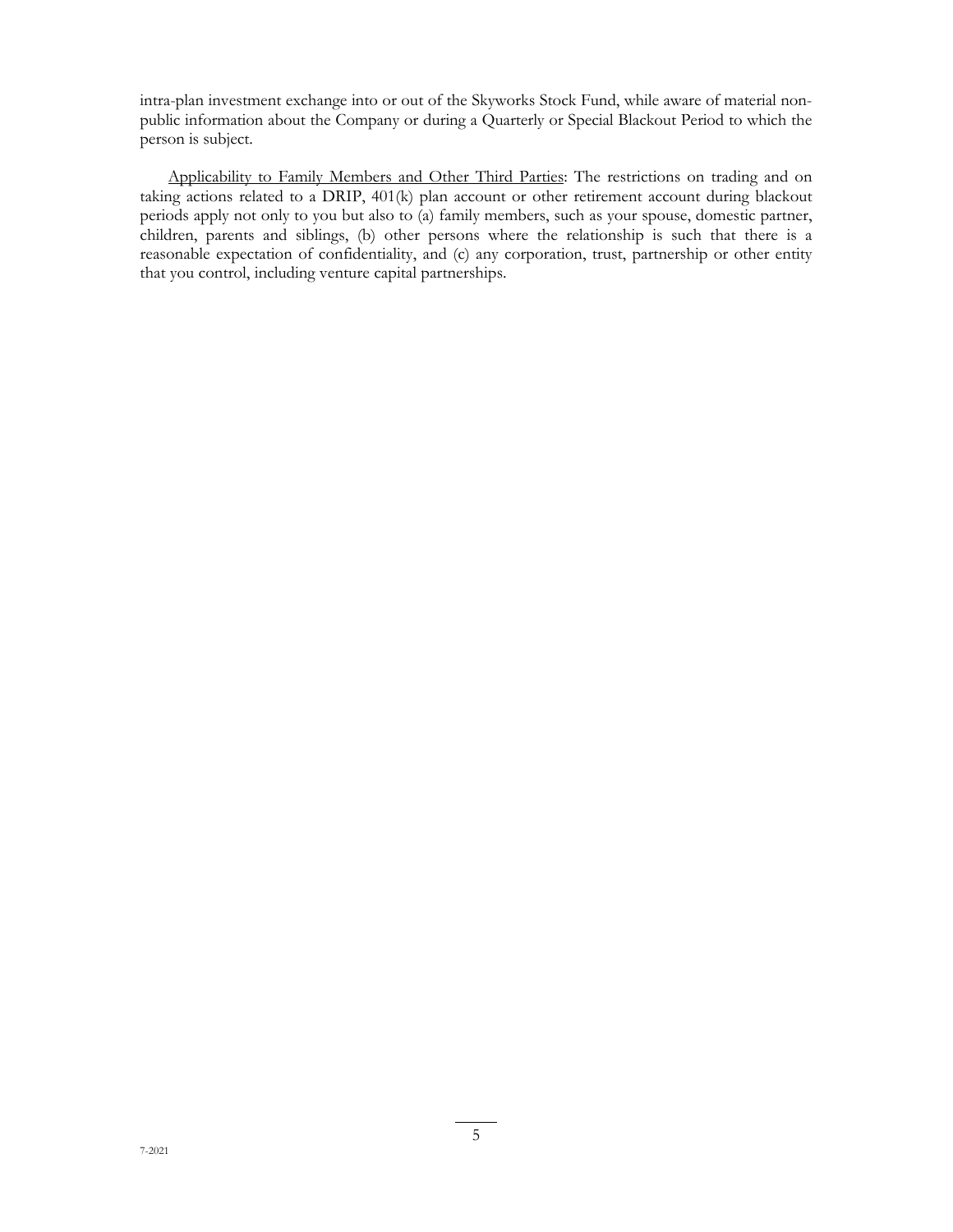intra-plan investment exchange into or out of the Skyworks Stock Fund, while aware of material non-public information about the Company or during a Quarterly or Special Blackout Period to which the person is subject.

Applicability to Family Members and Other Third Parties: The restrictions on trading and on taking actions related to a DRIP, 401(k) plan account or other retirement account during blackout periods apply not only to you but also to (a) family members, such as your spouse, domestic partner, children, parents and siblings, (b) other persons where the relationship is such that there is a reasonable expectation of confidentiality, and (c) any corporation, trust, partnership or other entity that you control, including venture capital partnerships.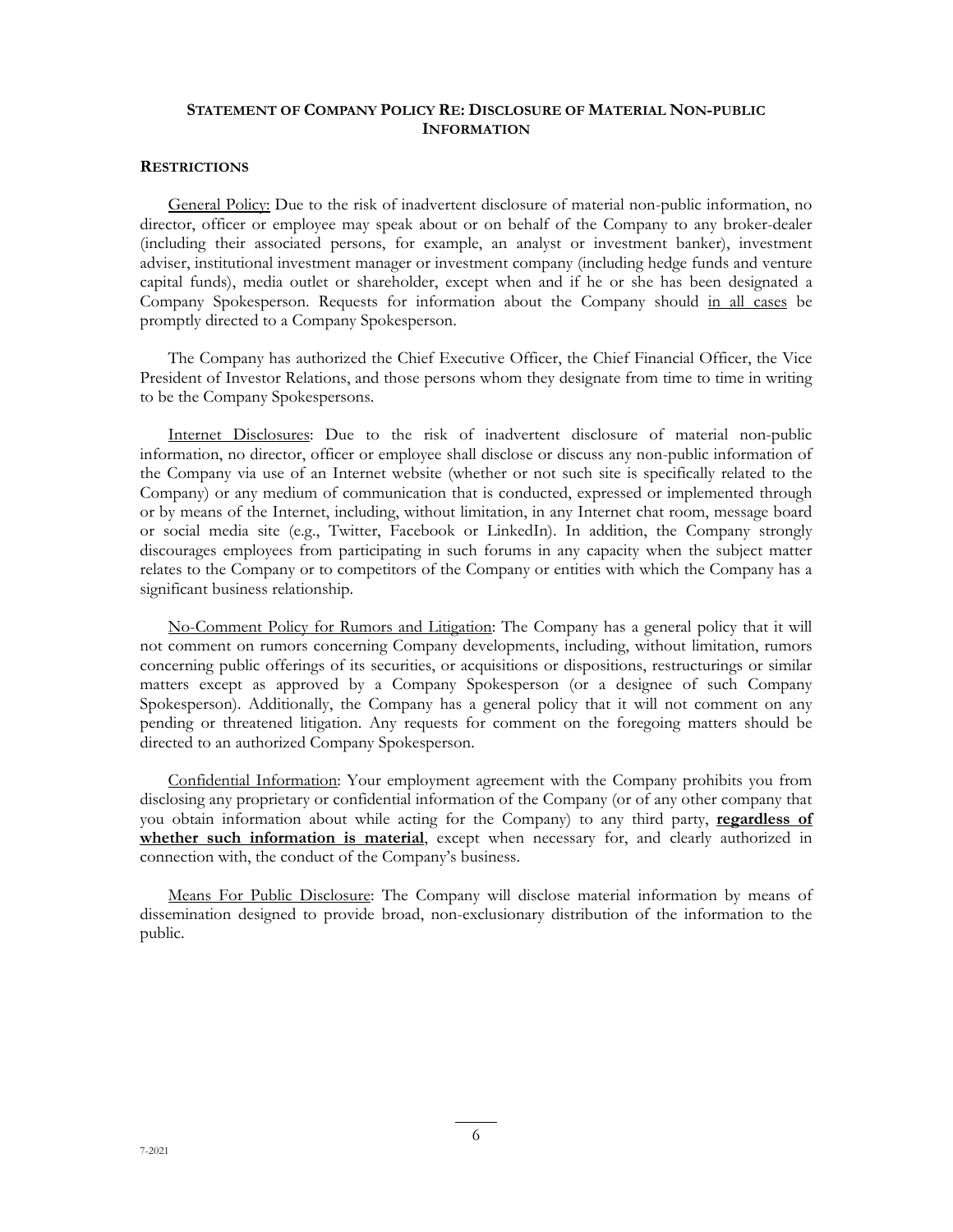## STATEMENT OF COMPANY POLICY RE: DISCLOSURE OF MATERIAL NON-PUBLIC INFORMATION

### RESTRICTIONS

General Policy: Due to the risk of inadvertent disclosure of material non-public information, no director, officer or employee may speak about or on behalf of the Company to any broker-dealer (including their associated persons, for example, an analyst or investment banker), investment adviser, institutional investment manager or investment company (including hedge funds and venture capital funds), media outlet or shareholder, except when and if he or she has been designated a Company Spokesperson. Requests for information about the Company should in all cases be promptly directed to a Company Spokesperson.

The Company has authorized the Chief Executive Officer, the Chief Financial Officer, the Vice President of Investor Relations, and those persons whom they designate from time to time in writing to be the Company Spokespersons.

Internet Disclosures: Due to the risk of inadvertent disclosure of material non-public information, no director, officer or employee shall disclose or discuss any non-public information of the Company via use of an Internet website (whether or not such site is specifically related to the Company) or any medium of communication that is conducted, expressed or implemented through or by means of the Internet, including, without limitation, in any Internet chat room, message board or social media site (e.g., Twitter, Facebook or LinkedIn). In addition, the Company strongly discourages employees from participating in such forums in any capacity when the subject matter relates to the Company or to competitors of the Company or entities with which the Company has a significant business relationship.

No-Comment Policy for Rumors and Litigation: The Company has a general policy that it will not comment on rumors concerning Company developments, including, without limitation, rumors concerning public offerings of its securities, or acquisitions or dispositions, restructurings or similar matters except as approved by a Company Spokesperson (or a designee of such Company Spokesperson). Additionally, the Company has a general policy that it will not comment on any pending or threatened litigation. Any requests for comment on the foregoing matters should be directed to an authorized Company Spokesperson.

Confidential Information: Your employment agreement with the Company prohibits you from disclosing any proprietary or confidential information of the Company (or of any other company that you obtain information about while acting for the Company) to any third party, **regardless of whether such information is material**, except when necessary for, and clearly authorized in connection with, the conduct of the Company's business.

Means For Public Disclosure: The Company will disclose material information by means of dissemination designed to provide broad, non-exclusionary distribution of the information to the public.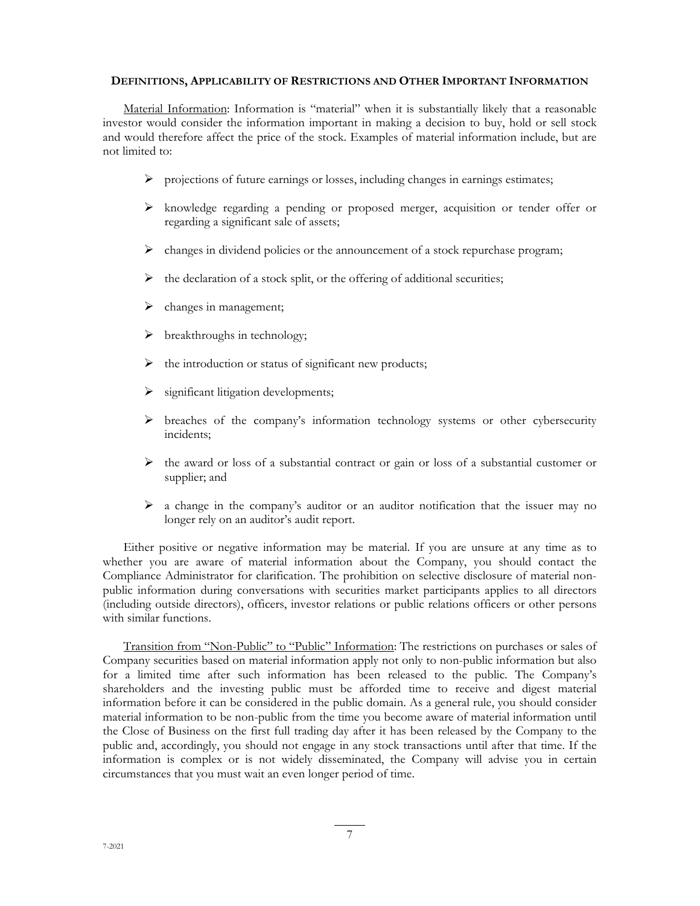## Definitions, Applicability of Restrictions and Other Important Information

Material Information: Information is "material" when it is substantially likely that a reasonable investor would consider the information important in making a decision to buy, hold or sell stock and would therefore affect the price of the stock. Examples of material information include, but are not limited to:

- projections of future earnings or losses, including changes in earnings estimates;
- knowledge regarding a pending or proposed merger, acquisition or tender offer or regarding a significant sale of assets;
- changes in dividend policies or the announcement of a stock repurchase program;
- the declaration of a stock split, or the offering of additional securities;
- changes in management;
- breakthroughs in technology;
- the introduction or status of significant new products;
- significant litigation developments;
- breaches of the company's information technology systems or other cybersecurity incidents;
- the award or loss of a substantial contract or gain or loss of a substantial customer or supplier; and
- a change in the company's auditor or an auditor notification that the issuer may no longer rely on an auditor's audit report.

Either positive or negative information may be material. If you are unsure at any time as to whether you are aware of material information about the Company, you should contact the Compliance Administrator for clarification. The prohibition on selective disclosure of material non-public information during conversations with securities market participants applies to all directors (including outside directors), officers, investor relations or public relations officers or other persons with similar functions.

Transition from "Non-Public" to "Public" Information: The restrictions on purchases or sales of Company securities based on material information apply not only to non-public information but also for a limited time after such information has been released to the public. The Company's shareholders and the investing public must be afforded time to receive and digest material information before it can be considered in the public domain. As a general rule, you should consider material information to be non-public from the time you become aware of material information until the Close of Business on the first full trading day after it has been released by the Company to the public and, accordingly, you should not engage in any stock transactions until after that time. If the information is complex or is not widely disseminated, the Company will advise you in certain circumstances that you must wait an even longer period of time.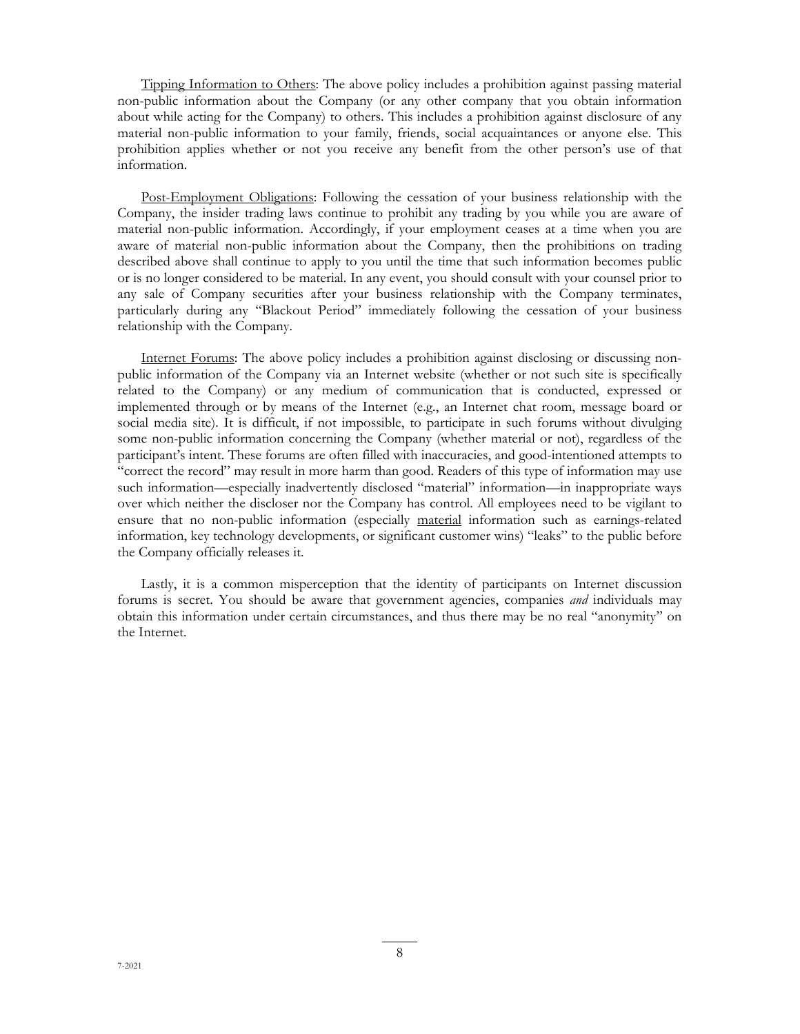Tipping Information to Others: The above policy includes a prohibition against passing material non-public information about the Company (or any other company that you obtain information about while acting for the Company) to others. This includes a prohibition against disclosure of any material non-public information to your family, friends, social acquaintances or anyone else. This prohibition applies whether or not you receive any benefit from the other person's use of that information.

Post-Employment Obligations: Following the cessation of your business relationship with the Company, the insider trading laws continue to prohibit any trading by you while you are aware of material non-public information. Accordingly, if your employment ceases at a time when you are aware of material non-public information about the Company, then the prohibitions on trading described above shall continue to apply to you until the time that such information becomes public or is no longer considered to be material. In any event, you should consult with your counsel prior to any sale of Company securities after your business relationship with the Company terminates, particularly during any "Blackout Period" immediately following the cessation of your business relationship with the Company.

Internet Forums: The above policy includes a prohibition against disclosing or discussing non-public information of the Company via an Internet website (whether or not such site is specifically related to the Company) or any medium of communication that is conducted, expressed or implemented through or by means of the Internet (e.g., an Internet chat room, message board or social media site). It is difficult, if not impossible, to participate in such forums without divulging some non-public information concerning the Company (whether material or not), regardless of the participant's intent. These forums are often filled with inaccuracies, and good-intentioned attempts to "correct the record" may result in more harm than good. Readers of this type of information may use such information—especially inadvertently disclosed "material" information—in inappropriate ways over which neither the discloser nor the Company has control. All employees need to be vigilant to ensure that no non-public information (especially material information such as earnings-related information, key technology developments, or significant customer wins) "leaks" to the public before the Company officially releases it.

Lastly, it is a common misperception that the identity of participants on Internet discussion forums is secret. You should be aware that government agencies, companies *and* individuals may obtain this information under certain circumstances, and thus there may be no real "anonymity" on the Internet.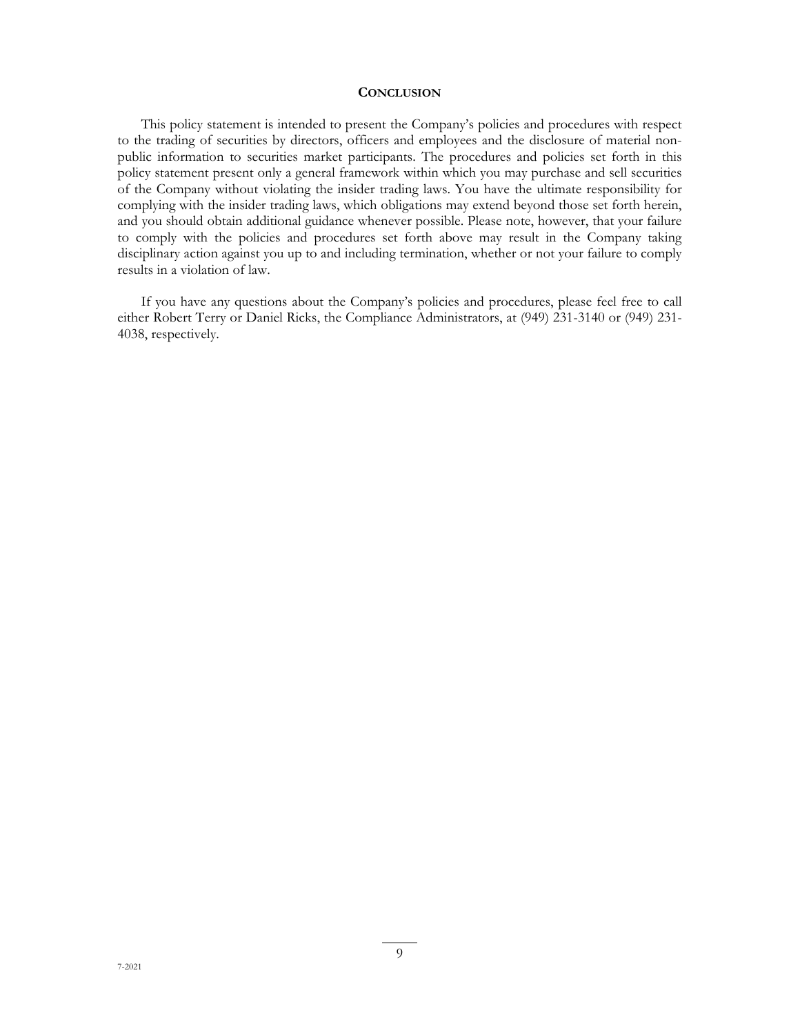## CONCLUSION

This policy statement is intended to present the Company's policies and procedures with respect to the trading of securities by directors, officers and employees and the disclosure of material non-public information to securities market participants. The procedures and policies set forth in this policy statement present only a general framework within which you may purchase and sell securities of the Company without violating the insider trading laws. You have the ultimate responsibility for complying with the insider trading laws, which obligations may extend beyond those set forth herein, and you should obtain additional guidance whenever possible. Please note, however, that your failure to comply with the policies and procedures set forth above may result in the Company taking disciplinary action against you up to and including termination, whether or not your failure to comply results in a violation of law.

If you have any questions about the Company's policies and procedures, please feel free to call either Robert Terry or Daniel Ricks, the Compliance Administrators, at (949) 231-3140 or (949) 231-4038, respectively.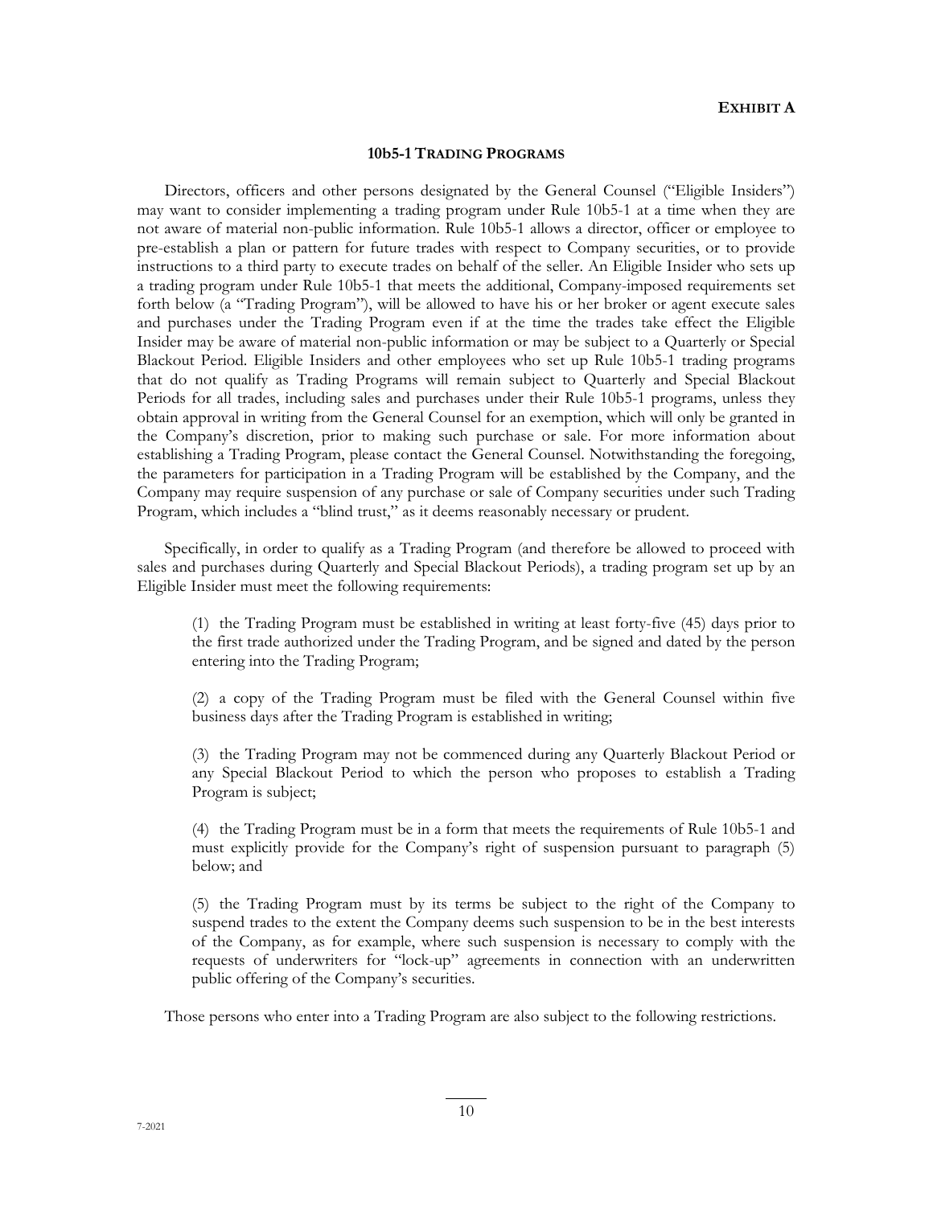**EXHIBIT A**

## 10b5-1 TRADING PROGRAMS

Directors, officers and other persons designated by the General Counsel ("Eligible Insiders") may want to consider implementing a trading program under Rule 10b5-1 at a time when they are not aware of material non-public information. Rule 10b5-1 allows a director, officer or employee to pre-establish a plan or pattern for future trades with respect to Company securities, or to provide instructions to a third party to execute trades on behalf of the seller. An Eligible Insider who sets up a trading program under Rule 10b5-1 that meets the additional, Company-imposed requirements set forth below (a "Trading Program"), will be allowed to have his or her broker or agent execute sales and purchases under the Trading Program even if at the time the trades take effect the Eligible Insider may be aware of material non-public information or may be subject to a Quarterly or Special Blackout Period. Eligible Insiders and other employees who set up Rule 10b5-1 trading programs that do not qualify as Trading Programs will remain subject to Quarterly and Special Blackout Periods for all trades, including sales and purchases under their Rule 10b5-1 programs, unless they obtain approval in writing from the General Counsel for an exemption, which will only be granted in the Company's discretion, prior to making such purchase or sale. For more information about establishing a Trading Program, please contact the General Counsel. Notwithstanding the foregoing, the parameters for participation in a Trading Program will be established by the Company, and the Company may require suspension of any purchase or sale of Company securities under such Trading Program, which includes a "blind trust," as it deems reasonably necessary or prudent.

Specifically, in order to qualify as a Trading Program (and therefore be allowed to proceed with sales and purchases during Quarterly and Special Blackout Periods), a trading program set up by an Eligible Insider must meet the following requirements:

(1) the Trading Program must be established in writing at least forty-five (45) days prior to the first trade authorized under the Trading Program, and be signed and dated by the person entering into the Trading Program;

(2) a copy of the Trading Program must be filed with the General Counsel within five business days after the Trading Program is established in writing;

(3) the Trading Program may not be commenced during any Quarterly Blackout Period or any Special Blackout Period to which the person who proposes to establish a Trading Program is subject;

(4) the Trading Program must be in a form that meets the requirements of Rule 10b5-1 and must explicitly provide for the Company's right of suspension pursuant to paragraph (5) below; and

(5) the Trading Program must by its terms be subject to the right of the Company to suspend trades to the extent the Company deems such suspension to be in the best interests of the Company, as for example, where such suspension is necessary to comply with the requests of underwriters for "lock-up" agreements in connection with an underwritten public offering of the Company's securities.

Those persons who enter into a Trading Program are also subject to the following restrictions.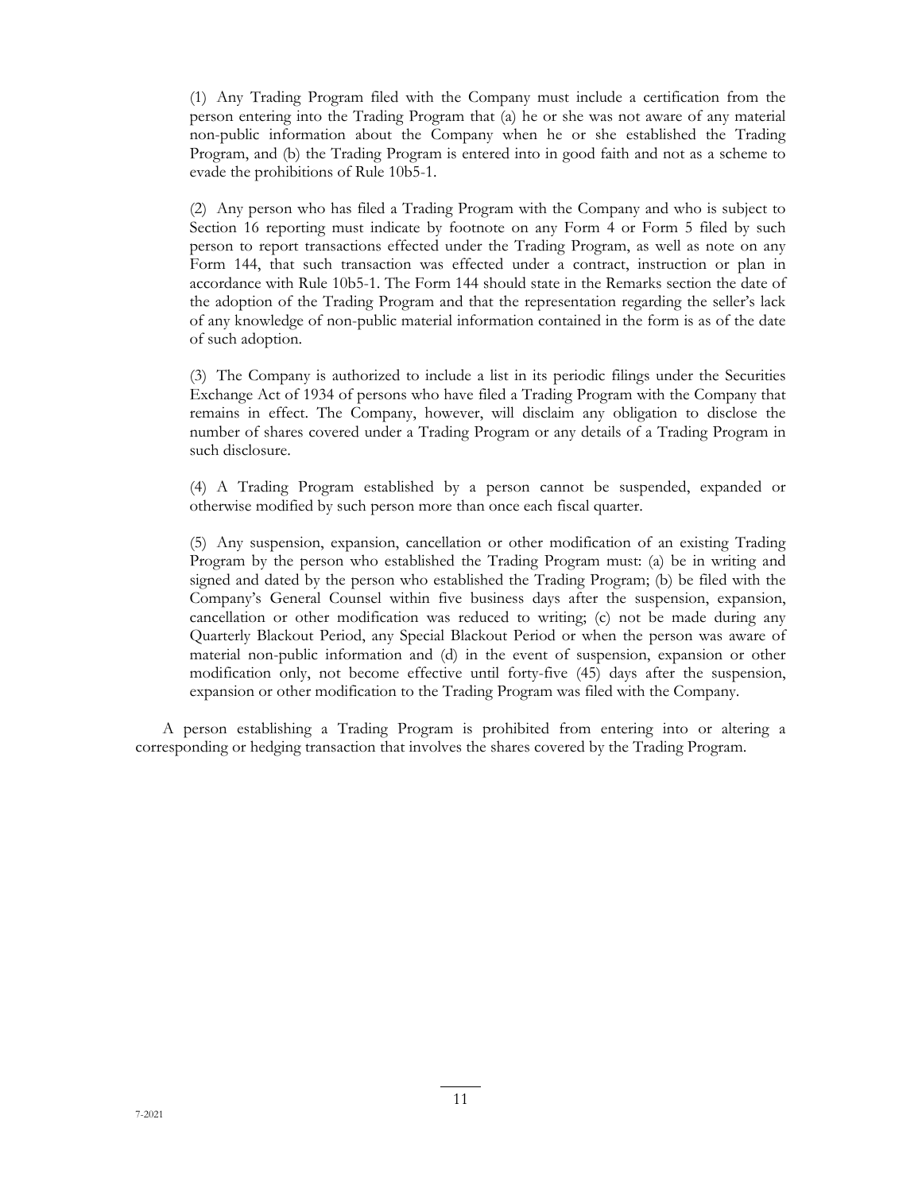(1) Any Trading Program filed with the Company must include a certification from the person entering into the Trading Program that (a) he or she was not aware of any material non-public information about the Company when he or she established the Trading Program, and (b) the Trading Program is entered into in good faith and not as a scheme to evade the prohibitions of Rule 10b5-1.

(2) Any person who has filed a Trading Program with the Company and who is subject to Section 16 reporting must indicate by footnote on any Form 4 or Form 5 filed by such person to report transactions effected under the Trading Program, as well as note on any Form 144, that such transaction was effected under a contract, instruction or plan in accordance with Rule 10b5-1. The Form 144 should state in the Remarks section the date of the adoption of the Trading Program and that the representation regarding the seller's lack of any knowledge of non-public material information contained in the form is as of the date of such adoption.

(3) The Company is authorized to include a list in its periodic filings under the Securities Exchange Act of 1934 of persons who have filed a Trading Program with the Company that remains in effect. The Company, however, will disclaim any obligation to disclose the number of shares covered under a Trading Program or any details of a Trading Program in such disclosure.

(4) A Trading Program established by a person cannot be suspended, expanded or otherwise modified by such person more than once each fiscal quarter.

(5) Any suspension, expansion, cancellation or other modification of an existing Trading Program by the person who established the Trading Program must: (a) be in writing and signed and dated by the person who established the Trading Program; (b) be filed with the Company's General Counsel within five business days after the suspension, expansion, cancellation or other modification was reduced to writing; (c) not be made during any Quarterly Blackout Period, any Special Blackout Period or when the person was aware of material non-public information and (d) in the event of suspension, expansion or other modification only, not become effective until forty-five (45) days after the suspension, expansion or other modification to the Trading Program was filed with the Company.

A person establishing a Trading Program is prohibited from entering into or altering a corresponding or hedging transaction that involves the shares covered by the Trading Program.